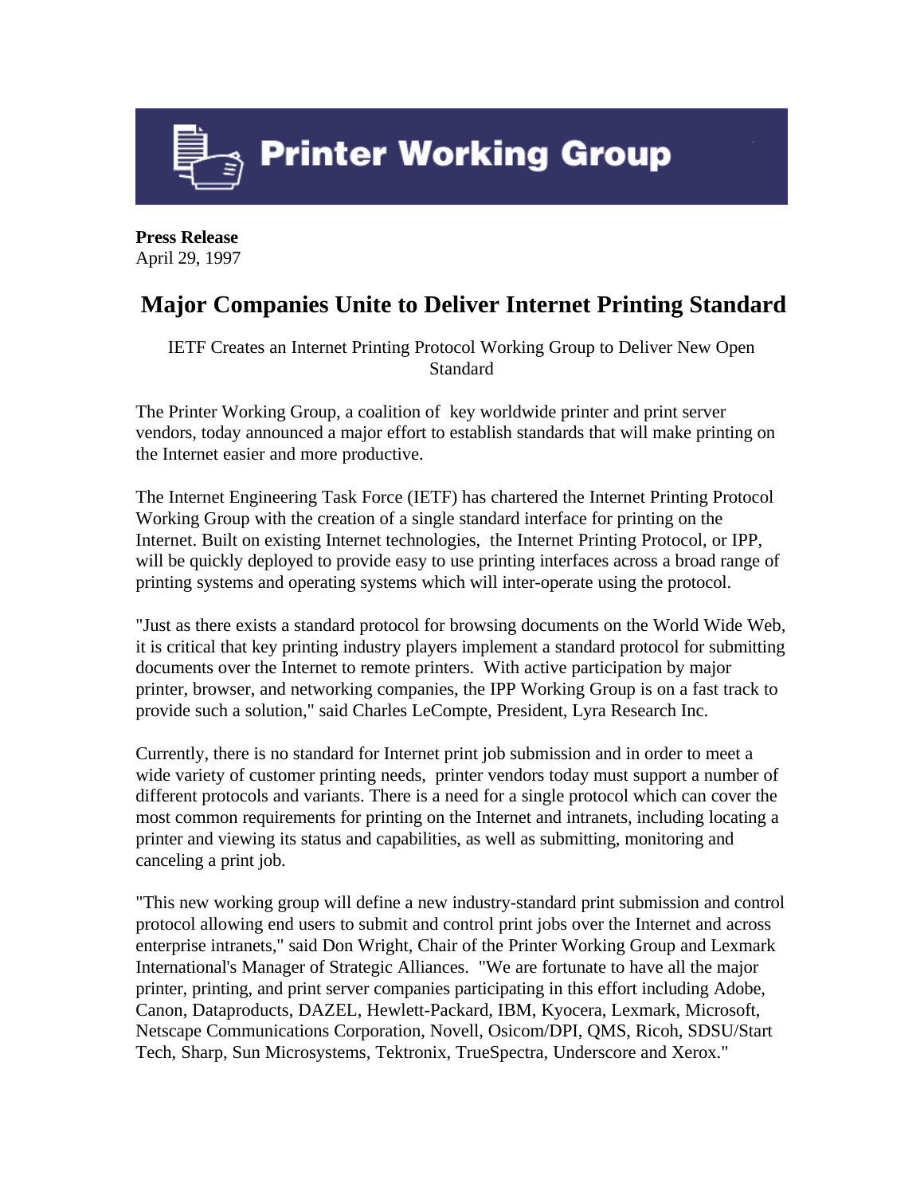# Printer Working Group

**Press Release**
April 29, 1997

## Major Companies Unite to Deliver Internet Printing Standard

IETF Creates an Internet Printing Protocol Working Group to Deliver New Open Standard

The Printer Working Group, a coalition of key worldwide printer and print server vendors, today announced a major effort to establish standards that will make printing on the Internet easier and more productive.

The Internet Engineering Task Force (IETF) has chartered the Internet Printing Protocol Working Group with the creation of a single standard interface for printing on the Internet. Built on existing Internet technologies, the Internet Printing Protocol, or IPP, will be quickly deployed to provide easy to use printing interfaces across a broad range of printing systems and operating systems which will inter-operate using the protocol.

"Just as there exists a standard protocol for browsing documents on the World Wide Web, it is critical that key printing industry players implement a standard protocol for submitting documents over the Internet to remote printers. With active participation by major printer, browser, and networking companies, the IPP Working Group is on a fast track to provide such a solution," said Charles LeCompte, President, Lyra Research Inc.

Currently, there is no standard for Internet print job submission and in order to meet a wide variety of customer printing needs, printer vendors today must support a number of different protocols and variants. There is a need for a single protocol which can cover the most common requirements for printing on the Internet and intranets, including locating a printer and viewing its status and capabilities, as well as submitting, monitoring and canceling a print job.

"This new working group will define a new industry-standard print submission and control protocol allowing end users to submit and control print jobs over the Internet and across enterprise intranets," said Don Wright, Chair of the Printer Working Group and Lexmark International's Manager of Strategic Alliances. "We are fortunate to have all the major printer, printing, and print server companies participating in this effort including Adobe, Canon, Dataproducts, DAZEL, Hewlett-Packard, IBM, Kyocera, Lexmark, Microsoft, Netscape Communications Corporation, Novell, Osicom/DPI, QMS, Ricoh, SDSU/Start Tech, Sharp, Sun Microsystems, Tektronix, TrueSpectra, Underscore and Xerox."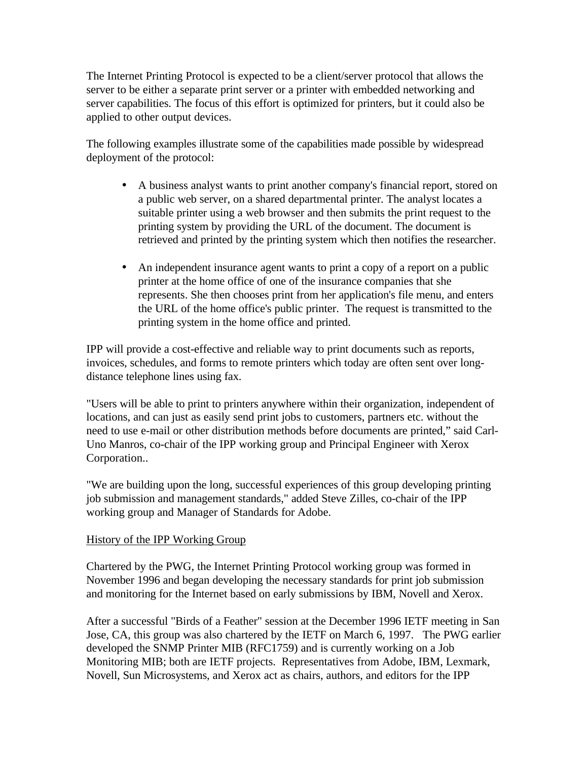The Internet Printing Protocol is expected to be a client/server protocol that allows the server to be either a separate print server or a printer with embedded networking and server capabilities. The focus of this effort is optimized for printers, but it could also be applied to other output devices.

The following examples illustrate some of the capabilities made possible by widespread deployment of the protocol:

- A business analyst wants to print another company's financial report, stored on a public web server, on a shared departmental printer. The analyst locates a suitable printer using a web browser and then submits the print request to the printing system by providing the URL of the document. The document is retrieved and printed by the printing system which then notifies the researcher.

- An independent insurance agent wants to print a copy of a report on a public printer at the home office of one of the insurance companies that she represents. She then chooses print from her application's file menu, and enters the URL of the home office's public printer. The request is transmitted to the printing system in the home office and printed.

IPP will provide a cost-effective and reliable way to print documents such as reports, invoices, schedules, and forms to remote printers which today are often sent over long-distance telephone lines using fax.

"Users will be able to print to printers anywhere within their organization, independent of locations, and can just as easily send print jobs to customers, partners etc. without the need to use e-mail or other distribution methods before documents are printed," said Carl-Uno Manros, co-chair of the IPP working group and Principal Engineer with Xerox Corporation..

"We are building upon the long, successful experiences of this group developing printing job submission and management standards," added Steve Zilles, co-chair of the IPP working group and Manager of Standards for Adobe.

<u>History of the IPP Working Group</u>

Chartered by the PWG, the Internet Printing Protocol working group was formed in November 1996 and began developing the necessary standards for print job submission and monitoring for the Internet based on early submissions by IBM, Novell and Xerox.

After a successful "Birds of a Feather" session at the December 1996 IETF meeting in San Jose, CA, this group was also chartered by the IETF on March 6, 1997. The PWG earlier developed the SNMP Printer MIB (RFC1759) and is currently working on a Job Monitoring MIB; both are IETF projects. Representatives from Adobe, IBM, Lexmark, Novell, Sun Microsystems, and Xerox act as chairs, authors, and editors for the IPP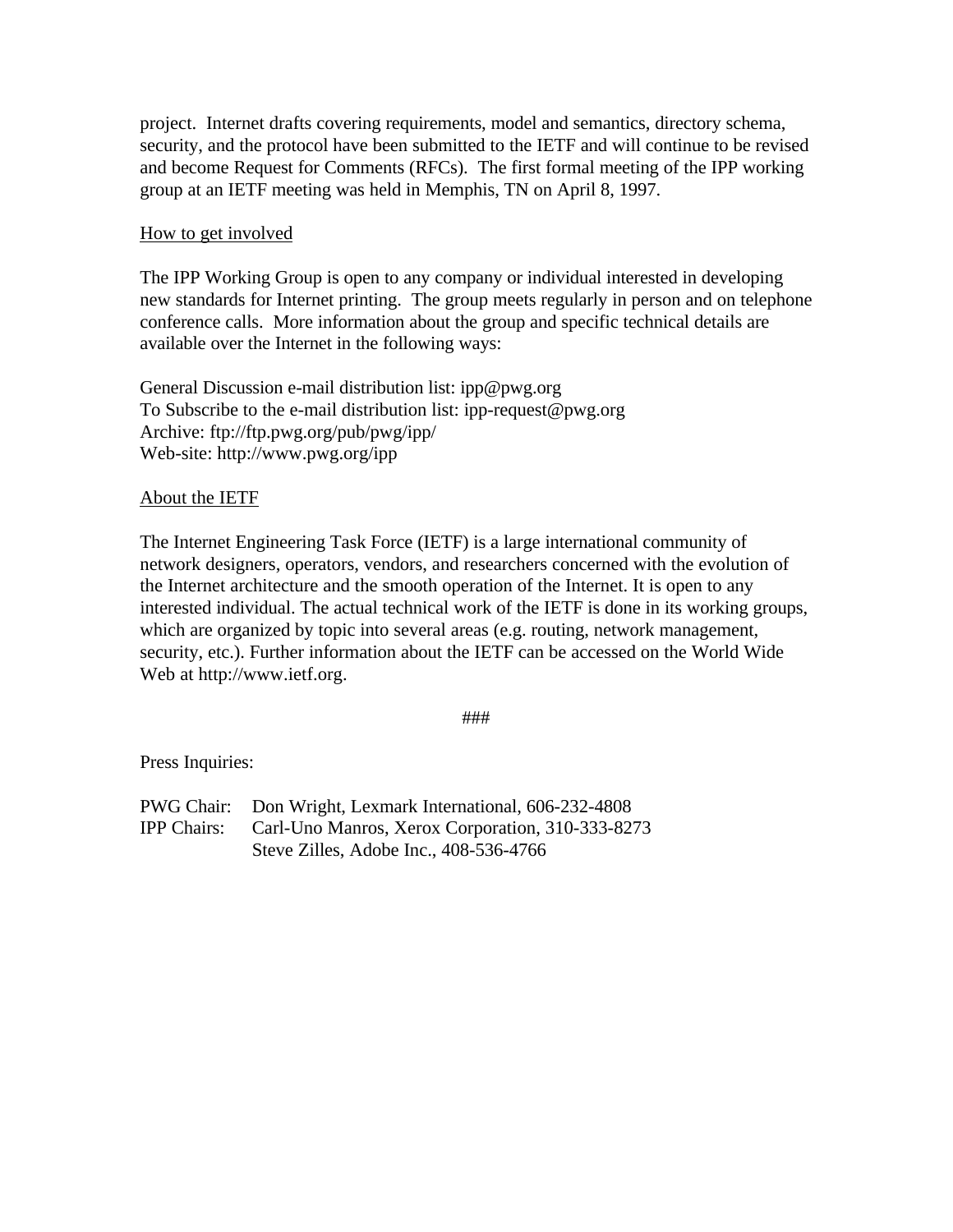project. Internet drafts covering requirements, model and semantics, directory schema, security, and the protocol have been submitted to the IETF and will continue to be revised and become Request for Comments (RFCs). The first formal meeting of the IPP working group at an IETF meeting was held in Memphis, TN on April 8, 1997.

## How to get involved

The IPP Working Group is open to any company or individual interested in developing new standards for Internet printing. The group meets regularly in person and on telephone conference calls. More information about the group and specific technical details are available over the Internet in the following ways:

General Discussion e-mail distribution list: ipp@pwg.org
To Subscribe to the e-mail distribution list: ipp-request@pwg.org
Archive: ftp://ftp.pwg.org/pub/pwg/ipp/
Web-site: http://www.pwg.org/ipp

## About the IETF

The Internet Engineering Task Force (IETF) is a large international community of network designers, operators, vendors, and researchers concerned with the evolution of the Internet architecture and the smooth operation of the Internet. It is open to any interested individual. The actual technical work of the IETF is done in its working groups, which are organized by topic into several areas (e.g. routing, network management, security, etc.). Further information about the IETF can be accessed on the World Wide Web at http://www.ietf.org.

###

Press Inquiries:

PWG Chair: Don Wright, Lexmark International, 606-232-4808
IPP Chairs: Carl-Uno Manros, Xerox Corporation, 310-333-8273
Steve Zilles, Adobe Inc., 408-536-4766